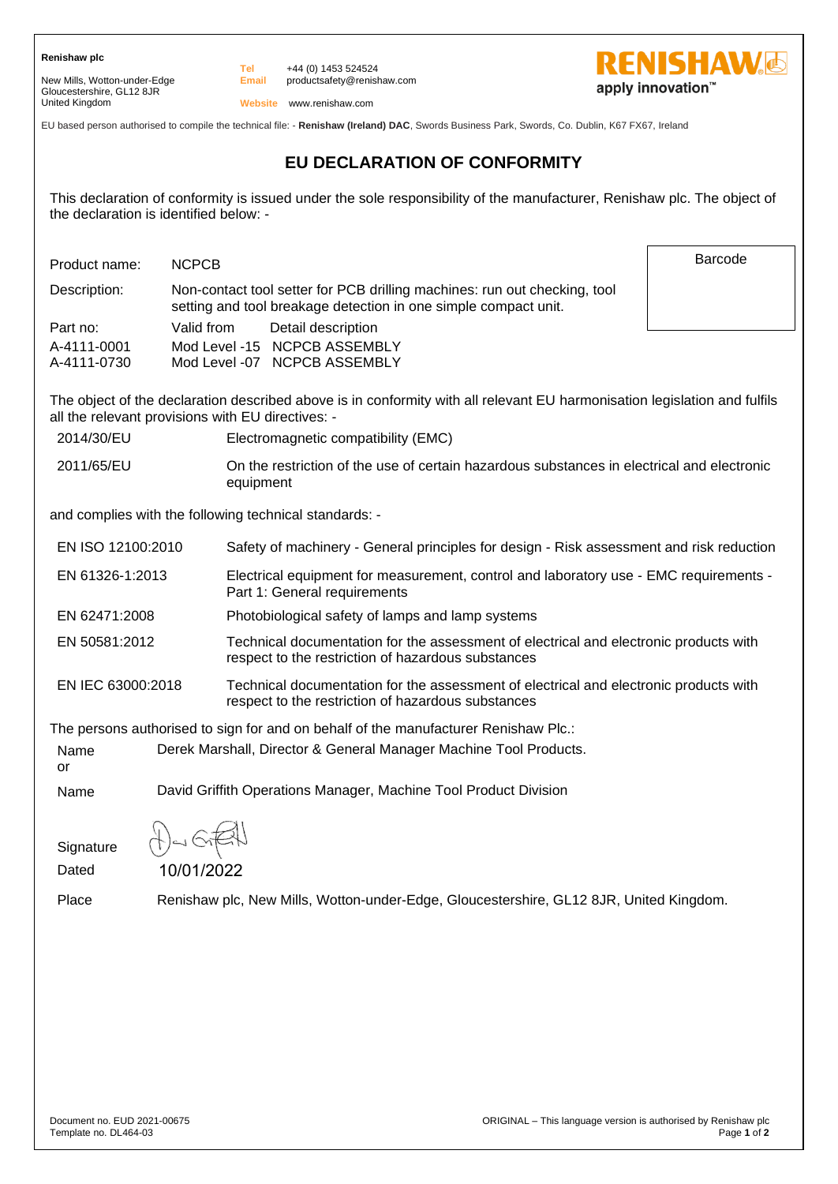**Renishaw plc**

New Mills, Wotton-under-Edge
Gloucestershire, GL12 8JR
United Kingdom

Tel +44 (0) 1453 524524
Email productsafety@renishaw.com
Website www.renishaw.com

RENISHAW
apply innovation™

EU based person authorised to compile the technical file: - **Renishaw (Ireland) DAC**, Swords Business Park, Swords, Co. Dublin, K67 FX67, Ireland

# EU DECLARATION OF CONFORMITY

This declaration of conformity is issued under the sole responsibility of the manufacturer, Renishaw plc. The object of the declaration is identified below: -

Product name: NCPCB

Description: Non-contact tool setter for PCB drilling machines: run out checking, tool setting and tool breakage detection in one simple compact unit.

Barcode

| Part no: | Valid from | Detail description |
|---|---|---|
| A-4111-0001 | Mod Level -15 | NCPCB ASSEMBLY |
| A-4111-0730 | Mod Level -07 | NCPCB ASSEMBLY |

The object of the declaration described above is in conformity with all relevant EU harmonisation legislation and fulfils all the relevant provisions with EU directives: -

| | |
|---|---|
| 2014/30/EU | Electromagnetic compatibility (EMC) |
| 2011/65/EU | On the restriction of the use of certain hazardous substances in electrical and electronic equipment |

and complies with the following technical standards: -

| | |
|---|---|
| EN ISO 12100:2010 | Safety of machinery - General principles for design - Risk assessment and risk reduction |
| EN 61326-1:2013 | Electrical equipment for measurement, control and laboratory use - EMC requirements - Part 1: General requirements |
| EN 62471:2008 | Photobiological safety of lamps and lamp systems |
| EN 50581:2012 | Technical documentation for the assessment of electrical and electronic products with respect to the restriction of hazardous substances |
| EN IEC 63000:2018 | Technical documentation for the assessment of electrical and electronic products with respect to the restriction of hazardous substances |

The persons authorised to sign for and on behalf of the manufacturer Renishaw Plc.:

Name Derek Marshall, Director & General Manager Machine Tool Products.
or

Name David Griffith Operations Manager, Machine Tool Product Division

Signature

Dated 10/01/2022

Place Renishaw plc, New Mills, Wotton-under-Edge, Gloucestershire, GL12 8JR, United Kingdom.

Document no. EUD 2021-00675
Template no. DL464-03

ORIGINAL – This language version is authorised by Renishaw plc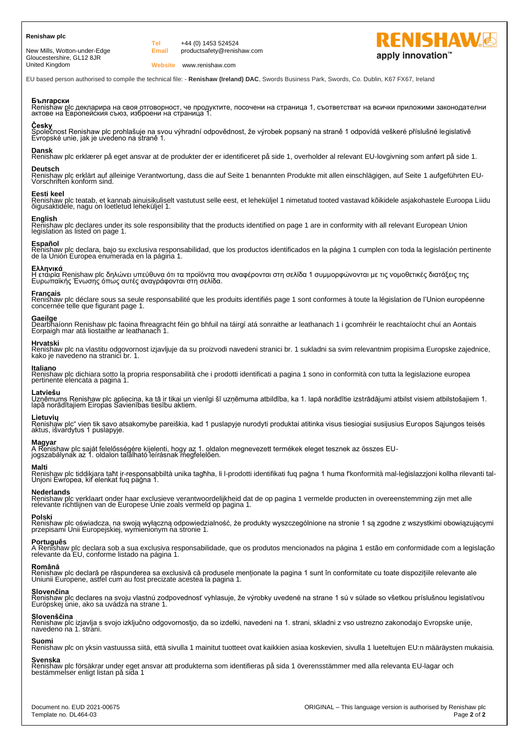**Renishaw plc**

New Mills, Wotton-under-Edge
Gloucestershire, GL12 8JR
United Kingdom

Tel +44 (0) 1453 524524
Email productsafety@renishaw.com
Website www.renishaw.com

RENISHAW
apply innovation™

EU based person authorised to compile the technical file: - **Renishaw (Ireland) DAC**, Swords Business Park, Swords, Co. Dublin, K67 FX67, Ireland

**Български**
Renishaw plc декларира на своя отговорност, че продуктите, посочени на страница 1, съответстват на всички приложими законодателни актове на Европейския съюз, изброени на страница 1.

**Česky**
Společnost Renishaw plc prohlašuje na svou výhradní odpovědnost, že výrobek popsaný na straně 1 odpovídá veškeré příslušné legislativě Evropské unie, jak je uvedeno na straně 1.

**Dansk**
Renishaw plc erklærer på eget ansvar at de produkter der er identificeret på side 1, overholder al relevant EU-lovgivning som anført på side 1.

**Deutsch**
Renishaw plc erklärt auf alleinige Verantwortung, dass die auf Seite 1 benannten Produkte mit allen einschlägigen, auf Seite 1 aufgeführten EU-Vorschriften konform sind.

**Eesti keel**
Renishaw plc teatab, et kannab ainuisikuliselt vastutust selle eest, et leheküljel 1 nimetatud tooted vastavad kõikidele asjakohastele Euroopa Liidu õigusaktidele, nagu on loetletud leheküljel 1.

**English**
Renishaw plc declares under its sole responsibility that the products identified on page 1 are in conformity with all relevant European Union legislation as listed on page 1.

**Español**
Renishaw plc declara, bajo su exclusiva responsabilidad, que los productos identificados en la página 1 cumplen con toda la legislación pertinente de la Unión Europea enumerada en la página 1.

**Ελληνικά**
Η εταιρία Renishaw plc δηλώνει υπεύθυνα ότι τα προϊόντα που αναφέρονται στη σελίδα 1 συμμορφώνονται με τις νομοθετικές διατάξεις της Ευρωπαϊκής Ένωσης όπως αυτές αναγράφονται στη σελίδα.

**Français**
Renishaw plc déclare sous sa seule responsabilité que les produits identifiés page 1 sont conformes à toute la législation de l'Union européenne concernée telle que figurant page 1.

**Gaeilge**
Dearbhaíonn Renishaw plc faoina fhreagracht féin go bhfuil na táirgí atá sonraithe ar leathanach 1 i gcomhréir le reachtaíocht chuí an Aontais Eorpaigh mar atá liostaithe ar leathanach 1.

**Hrvatski**
Renishaw plc na vlastitu odgovornost izjavljuje da su proizvodi navedeni stranici br. 1 sukladni sa svim relevantnim propisima Europske zajednice, kako je navedeno na stranici br. 1.

**Italiano**
Renishaw plc dichiara sotto la propria responsabilità che i prodotti identificati a pagina 1 sono in conformità con tutta la legislazione europea pertinente elencata a pagina 1.

**Latviešu**
Uzņēmums Renishaw plc apliecina, ka tā ir tikai un vienīgi šī uzņēmuma atbildība, ka 1. lapā norādītie izstrādājumi atbilst visiem atbilstošajiem 1. lapā norādītajiem Eiropas Savienības tiesību aktiem.

**Lietuvių**
Renishaw plc" vien tik savo atsakomybe pareiškia, kad 1 puslapyje nurodyti produktai atitinka visus tiesiogiai susijusius Europos Sąjungos teisės aktus, išvardytus 1 puslapyje.

**Magyar**
A Renishaw plc saját felelősségére kijelenti, hogy az 1. oldalon megnevezett termékek eleget tesznek az összes EU-jogszabálynak az 1. oldalon található leírásnak megfelelően.

**Malti**
Renishaw plc tiddikjara taħt ir-responsabbiltà unika tagħha, li l-prodotti identifikati fuq paġna 1 huma f'konformità mal-leġislazzjoni kollha rilevanti tal-Unjoni Ewropea, kif elenkat fuq paġna 1.

**Nederlands**
Renishaw plc verklaart onder haar exclusieve verantwoordelijkheid dat de op pagina 1 vermelde producten in overeenstemming zijn met alle relevante richtlijnen van de Europese Unie zoals vermeld op pagina 1.

**Polski**
Renishaw plc oświadcza, na swoją wyłączną odpowiedzialność, że produkty wyszczególnione na stronie 1 są zgodne z wszystkimi obowiązującymi przepisami Unii Europejskiej, wymienionym na stronie 1.

**Português**
A Renishaw plc declara sob a sua exclusiva responsabilidade, que os produtos mencionados na página 1 estão em conformidade com a legislação relevante da EU, conforme listado na página 1.

**Română**
Renishaw plc declară pe răspunderea sa exclusivă că produsele menționate la pagina 1 sunt în conformitate cu toate dispozițiile relevante ale Uniunii Europene, astfel cum au fost precizate acestea la pagina 1.

**Slovenčina**
Renishaw plc declares na svoju vlastnú zodpovednosť vyhlasuje, že výrobky uvedené na strane 1 sú v súlade so všetkou príslušnou legislatívou Európskej únie, ako sa uvádza na strane 1.

**Slovenščina**
Renishaw plc izjavlja s svojo izključno odgovornostjo, da so izdelki, navedeni na 1. strani, skladni z vso ustrezno zakonodajo Evropske unije, navedeno na 1. strani.

**Suomi**
Renishaw plc on yksin vastuussa siitä, että sivulla 1 mainitut tuotteet ovat kaikkien asiaa koskevien, sivulla 1 lueteltujen EU:n määräysten mukaisia.

**Svenska**
Renishaw plc försäkrar under eget ansvar att produkterna som identifieras på sida 1 överensstämmer med alla relevanta EU-lagar och bestämmelser enligt listan på sida 1

Document no. EUD 2021-00675
Template no. DL464-03

ORIGINAL – This language version is authorised by Renishaw plc